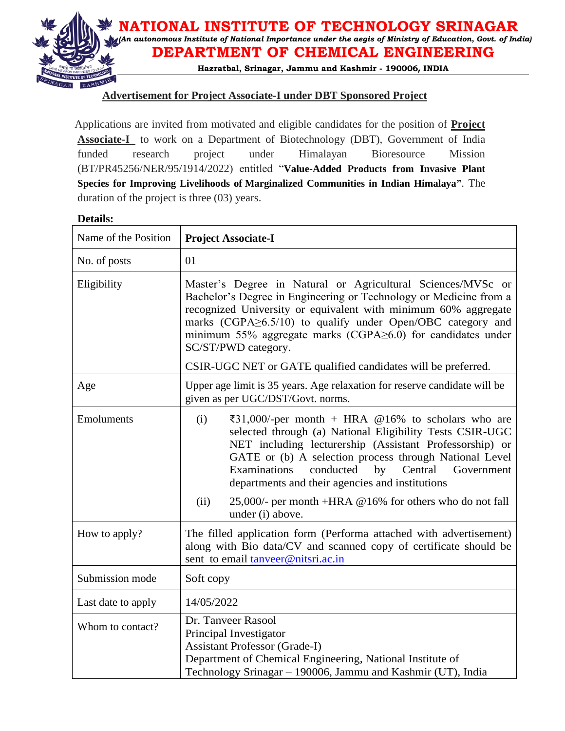# NATIONAL INSTITUTE OF TECHNOLOGY SRINAGAR

*(An autonomous Institute of National Importance under the aegis of Ministry of Education, Govt. of India)*

## DEPARTMENT OF CHEMICAL ENGINEERING

**Hazratbal, Srinagar, Jammu and Kashmir - 190006, INDIA**

### Advertisement for Project Associate-I under DBT Sponsored Project

Applications are invited from motivated and eligible candidates for the position of **Project Associate-I** to work on a Department of Biotechnology (DBT), Government of India funded research project under Himalayan Bioresource Mission (BT/PR45256/NER/95/1914/2022) entitled "**Value-Added Products from Invasive Plant Species for Improving Livelihoods of Marginalized Communities in Indian Himalaya**". The duration of the project is three (03) years.

**Details:**

| Name of the Position | **Project Associate-I** |
|---|---|
| No. of posts | 01 |
| Eligibility | Master's Degree in Natural or Agricultural Sciences/MVSc or Bachelor's Degree in Engineering or Technology or Medicine from a recognized University or equivalent with minimum 60% aggregate marks (CGPA≥6.5/10) to qualify under Open/OBC category and minimum 55% aggregate marks (CGPA≥6.0) for candidates under SC/ST/PWD category. <br><br> CSIR-UGC NET or GATE qualified candidates will be preferred. |
| Age | Upper age limit is 35 years. Age relaxation for reserve candidate will be given as per UGC/DST/Govt. norms. |
| Emoluments | (i) ₹31,000/-per month + HRA @16% to scholars who are selected through (a) National Eligibility Tests CSIR-UGC NET including lecturership (Assistant Professorship) or GATE or (b) A selection process through National Level Examinations conducted by Central Government departments and their agencies and institutions <br><br> (ii) 25,000/- per month +HRA @16% for others who do not fall under (i) above. |
| How to apply? | The filled application form (Performa attached with advertisement) along with Bio data/CV and scanned copy of certificate should be sent to email tanveer@nitsri.ac.in |
| Submission mode | Soft copy |
| Last date to apply | 14/05/2022 |
| Whom to contact? | Dr. Tanveer Rasool <br> Principal Investigator <br> Assistant Professor (Grade-I) <br> Department of Chemical Engineering, National Institute of Technology Srinagar – 190006, Jammu and Kashmir (UT), India |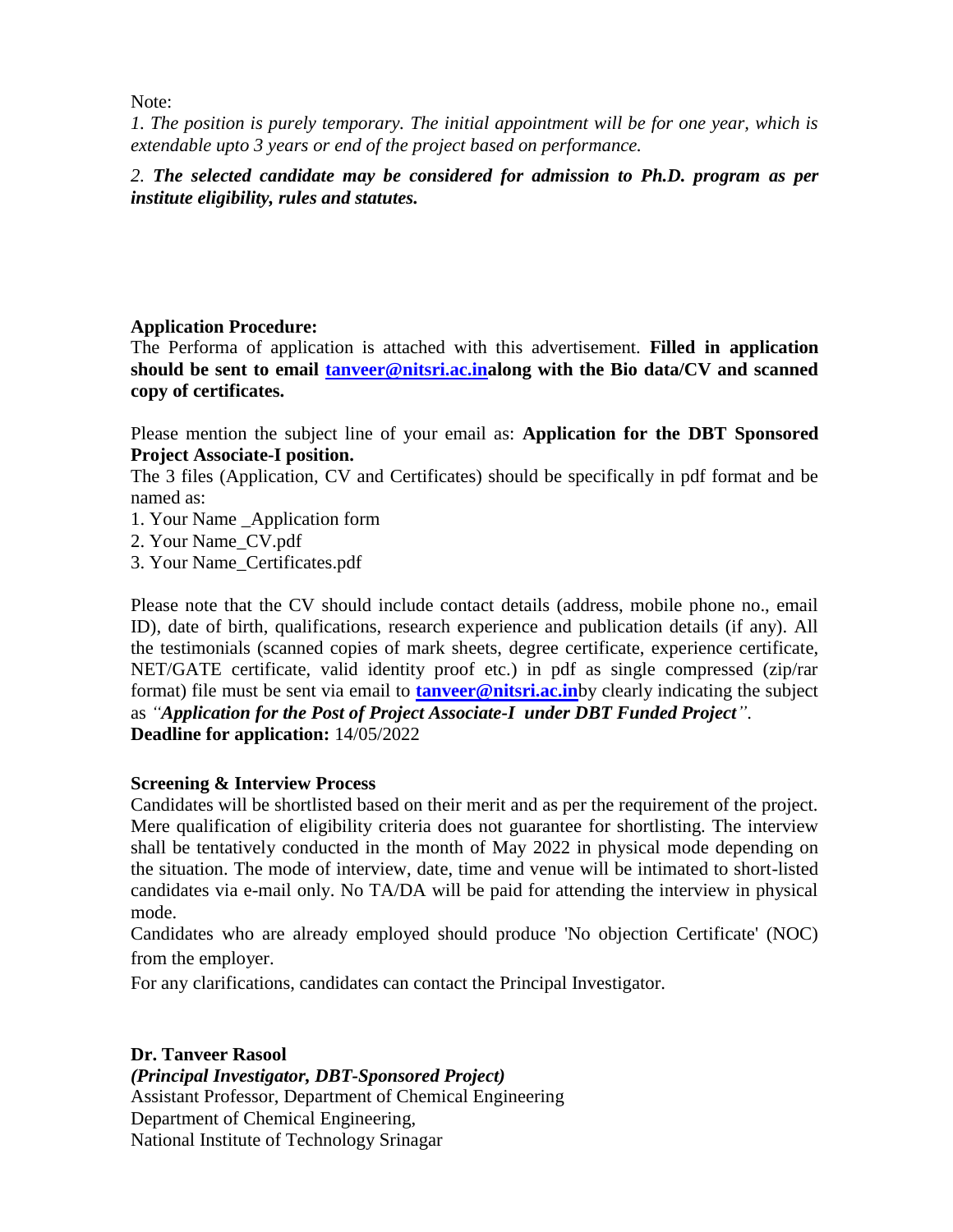Note:

*1. The position is purely temporary. The initial appointment will be for one year, which is extendable upto 3 years or end of the project based on performance.*

*2.* ***The selected candidate may be considered for admission to Ph.D. program as per institute eligibility, rules and statutes.***

**Application Procedure:**

The Performa of application is attached with this advertisement. **Filled in application should be sent to email [tanveer@nitsri.ac.in](mailto:tanveer@nitsri.ac.in)along with the Bio data/CV and scanned copy of certificates.**

Please mention the subject line of your email as: **Application for the DBT Sponsored Project Associate-I position.**

The 3 files (Application, CV and Certificates) should be specifically in pdf format and be named as:

1. Your Name _Application form
2. Your Name_CV.pdf
3. Your Name_Certificates.pdf

Please note that the CV should include contact details (address, mobile phone no., email ID), date of birth, qualifications, research experience and publication details (if any). All the testimonials (scanned copies of mark sheets, degree certificate, experience certificate, NET/GATE certificate, valid identity proof etc.) in pdf as single compressed (zip/rar format) file must be sent via email to **[tanveer@nitsri.ac.in](mailto:tanveer@nitsri.ac.in)**by clearly indicating the subject as *"**Application for the Post of Project Associate-I under DBT Funded Project**"*.

**Deadline for application:** 14/05/2022

**Screening & Interview Process**

Candidates will be shortlisted based on their merit and as per the requirement of the project. Mere qualification of eligibility criteria does not guarantee for shortlisting. The interview shall be tentatively conducted in the month of May 2022 in physical mode depending on the situation. The mode of interview, date, time and venue will be intimated to short-listed candidates via e-mail only. No TA/DA will be paid for attending the interview in physical mode.

Candidates who are already employed should produce 'No objection Certificate' (NOC) from the employer.

For any clarifications, candidates can contact the Principal Investigator.

**Dr. Tanveer Rasool**
***(Principal Investigator, DBT-Sponsored Project)***
Assistant Professor, Department of Chemical Engineering
Department of Chemical Engineering,
National Institute of Technology Srinagar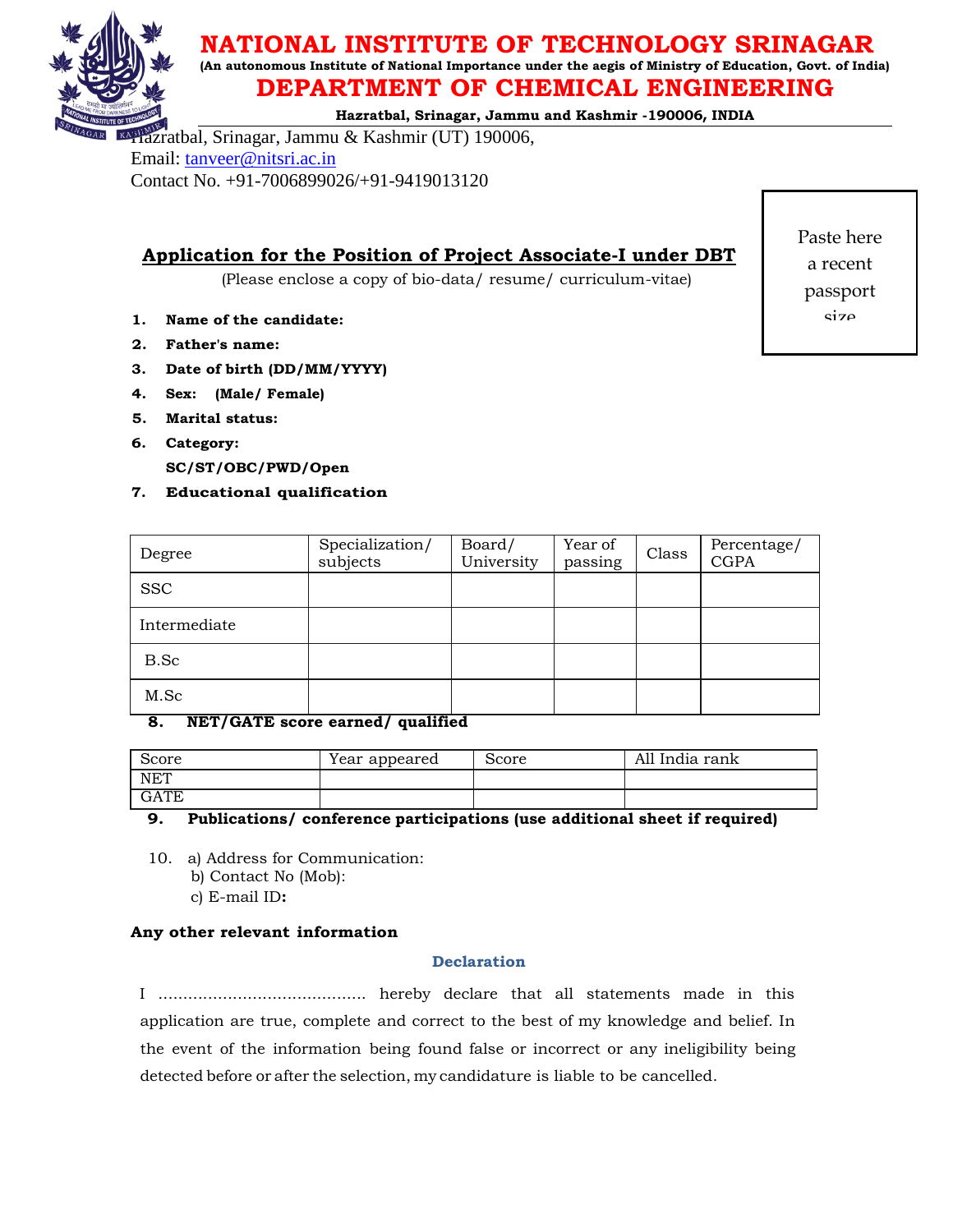# NATIONAL INSTITUTE OF TECHNOLOGY SRINAGAR

**(An autonomous Institute of National Importance under the aegis of Ministry of Education, Govt. of India)**

## DEPARTMENT OF CHEMICAL ENGINEERING

**Hazratbal, Srinagar, Jammu and Kashmir -190006, INDIA**

Hazratbal, Srinagar, Jammu & Kashmir (UT) 190006,
Email: tanveer@nitsri.ac.in
Contact No. +91-7006899026/+91-9419013120

Paste here a recent passport size

## Application for the Position of Project Associate-I under DBT

(Please enclose a copy of bio-data/ resume/ curriculum-vitae)

1. **Name of the candidate:**
2. **Father's name:**
3. **Date of birth (DD/MM/YYYY)**
4. **Sex: (Male/ Female)**
5. **Marital status:**
6. **Category: SC/ST/OBC/PWD/Open**
7. **Educational qualification**

| Degree | Specialization/ subjects | Board/ University | Year of passing | Class | Percentage/ CGPA |
|---|---|---|---|---|---|
| SSC | | | | | |
| Intermediate | | | | | |
| B.Sc | | | | | |
| M.Sc | | | | | |

8. **NET/GATE score earned/ qualified**

| Score | Year appeared | Score | All India rank |
|---|---|---|---|
| NET | | | |
| GATE | | | |

9. **Publications/ conference participations (use additional sheet if required)**

10. a) Address for Communication:
    b) Contact No (Mob):
    c) E-mail ID**:**

**Any other relevant information**

### Declaration

I ……………………………………. hereby declare that all statements made in this application are true, complete and correct to the best of my knowledge and belief. In the event of the information being found false or incorrect or any ineligibility being detected before or after the selection, my candidature is liable to be cancelled.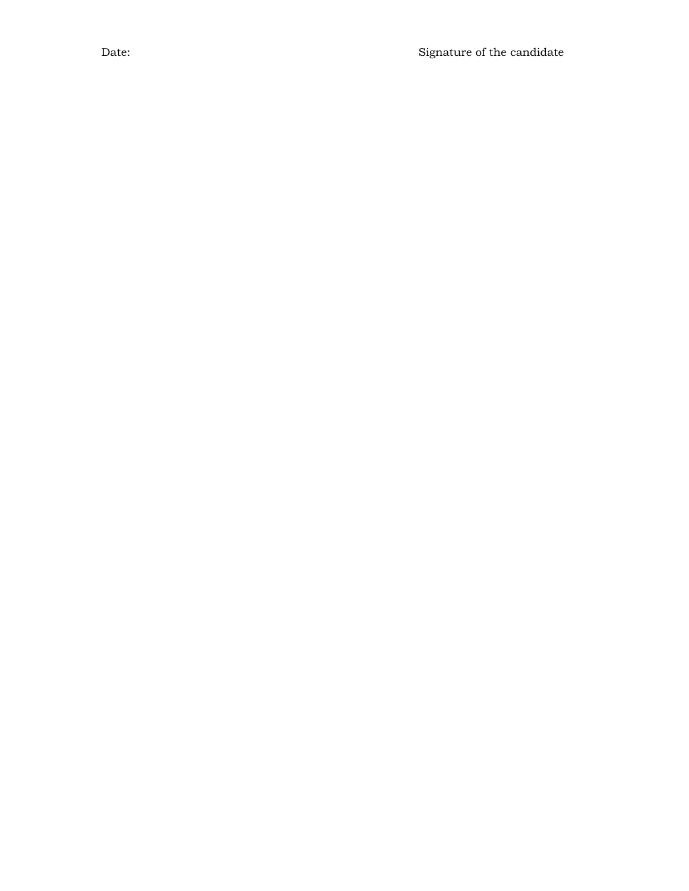Date: Signature of the candidate